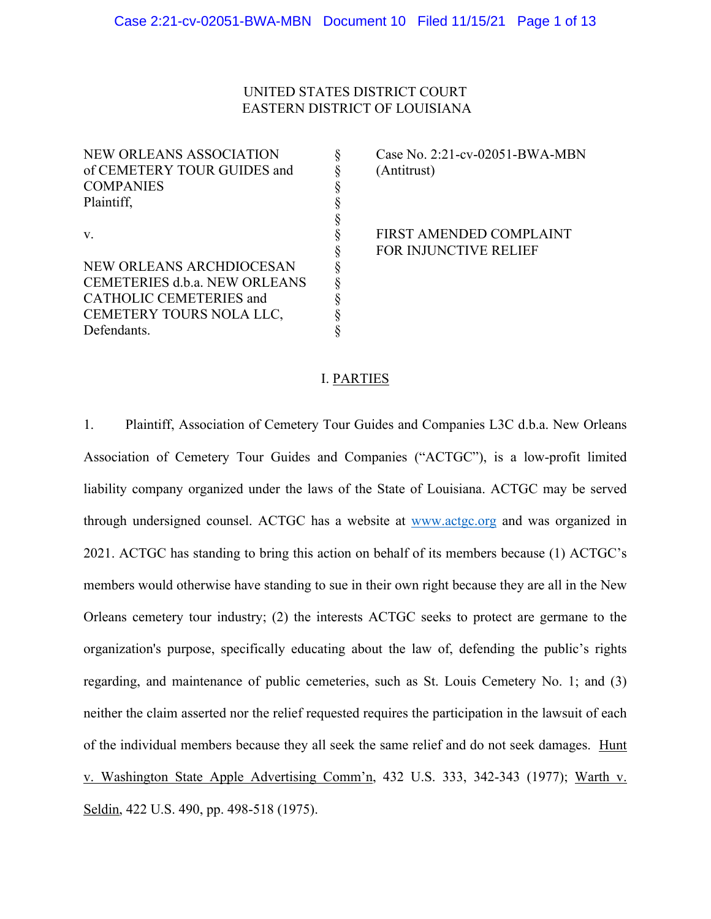UNITED STATES DISTRICT COURT
EASTERN DISTRICT OF LOUISIANA

| | | |
|---|---|---|
| NEW ORLEANS ASSOCIATION of CEMETERY TOUR GUIDES and COMPANIES<br>Plaintiff,<br><br>v.<br><br>NEW ORLEANS ARCHDIOCESAN CEMETERIES d.b.a. NEW ORLEANS CATHOLIC CEMETERIES and CEMETERY TOURS NOLA LLC,<br>Defendants. | §<br>§<br>§<br>§<br>§<br>§<br>§<br>§<br>§<br>§<br>§<br>§ | Case No. 2:21-cv-02051-BWA-MBN<br>(Antitrust)<br><br>FIRST AMENDED COMPLAINT FOR INJUNCTIVE RELIEF |

## I. PARTIES

1. Plaintiff, Association of Cemetery Tour Guides and Companies L3C d.b.a. New Orleans Association of Cemetery Tour Guides and Companies ("ACTGC"), is a low-profit limited liability company organized under the laws of the State of Louisiana. ACTGC may be served through undersigned counsel. ACTGC has a website at www.actgc.org and was organized in 2021. ACTGC has standing to bring this action on behalf of its members because (1) ACTGC's members would otherwise have standing to sue in their own right because they are all in the New Orleans cemetery tour industry; (2) the interests ACTGC seeks to protect are germane to the organization's purpose, specifically educating about the law of, defending the public's rights regarding, and maintenance of public cemeteries, such as St. Louis Cemetery No. 1; and (3) neither the claim asserted nor the relief requested requires the participation in the lawsuit of each of the individual members because they all seek the same relief and do not seek damages. Hunt v. Washington State Apple Advertising Comm'n, 432 U.S. 333, 342-343 (1977); Warth v. Seldin, 422 U.S. 490, pp. 498-518 (1975).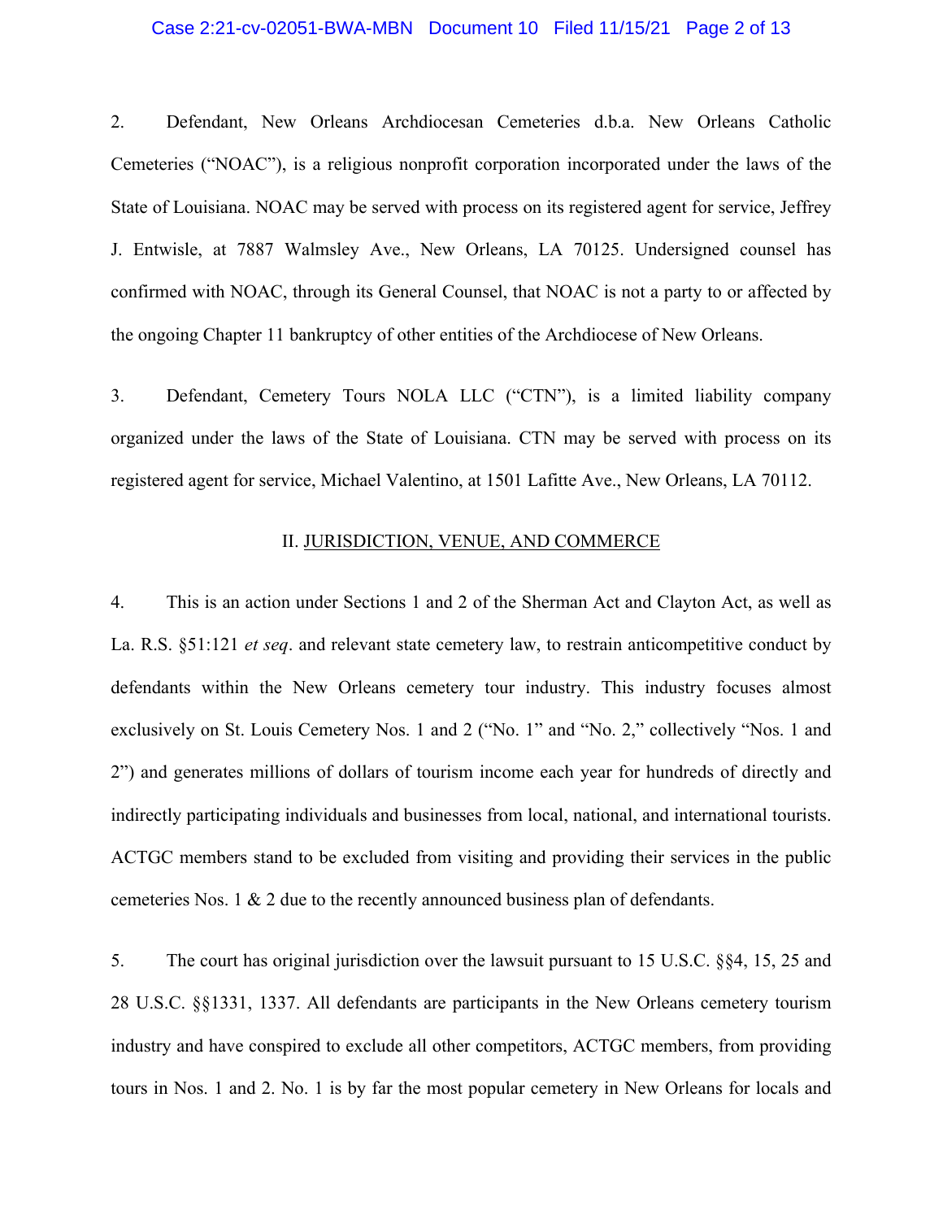2. Defendant, New Orleans Archdiocesan Cemeteries d.b.a. New Orleans Catholic Cemeteries ("NOAC"), is a religious nonprofit corporation incorporated under the laws of the State of Louisiana. NOAC may be served with process on its registered agent for service, Jeffrey J. Entwisle, at 7887 Walmsley Ave., New Orleans, LA 70125. Undersigned counsel has confirmed with NOAC, through its General Counsel, that NOAC is not a party to or affected by the ongoing Chapter 11 bankruptcy of other entities of the Archdiocese of New Orleans.

3. Defendant, Cemetery Tours NOLA LLC ("CTN"), is a limited liability company organized under the laws of the State of Louisiana. CTN may be served with process on its registered agent for service, Michael Valentino, at 1501 Lafitte Ave., New Orleans, LA 70112.

## II. JURISDICTION, VENUE, AND COMMERCE

4. This is an action under Sections 1 and 2 of the Sherman Act and Clayton Act, as well as La. R.S. §51:121 *et seq*. and relevant state cemetery law, to restrain anticompetitive conduct by defendants within the New Orleans cemetery tour industry. This industry focuses almost exclusively on St. Louis Cemetery Nos. 1 and 2 ("No. 1" and "No. 2," collectively "Nos. 1 and 2") and generates millions of dollars of tourism income each year for hundreds of directly and indirectly participating individuals and businesses from local, national, and international tourists. ACTGC members stand to be excluded from visiting and providing their services in the public cemeteries Nos. 1 & 2 due to the recently announced business plan of defendants.

5. The court has original jurisdiction over the lawsuit pursuant to 15 U.S.C. §§4, 15, 25 and 28 U.S.C. §§1331, 1337. All defendants are participants in the New Orleans cemetery tourism industry and have conspired to exclude all other competitors, ACTGC members, from providing tours in Nos. 1 and 2. No. 1 is by far the most popular cemetery in New Orleans for locals and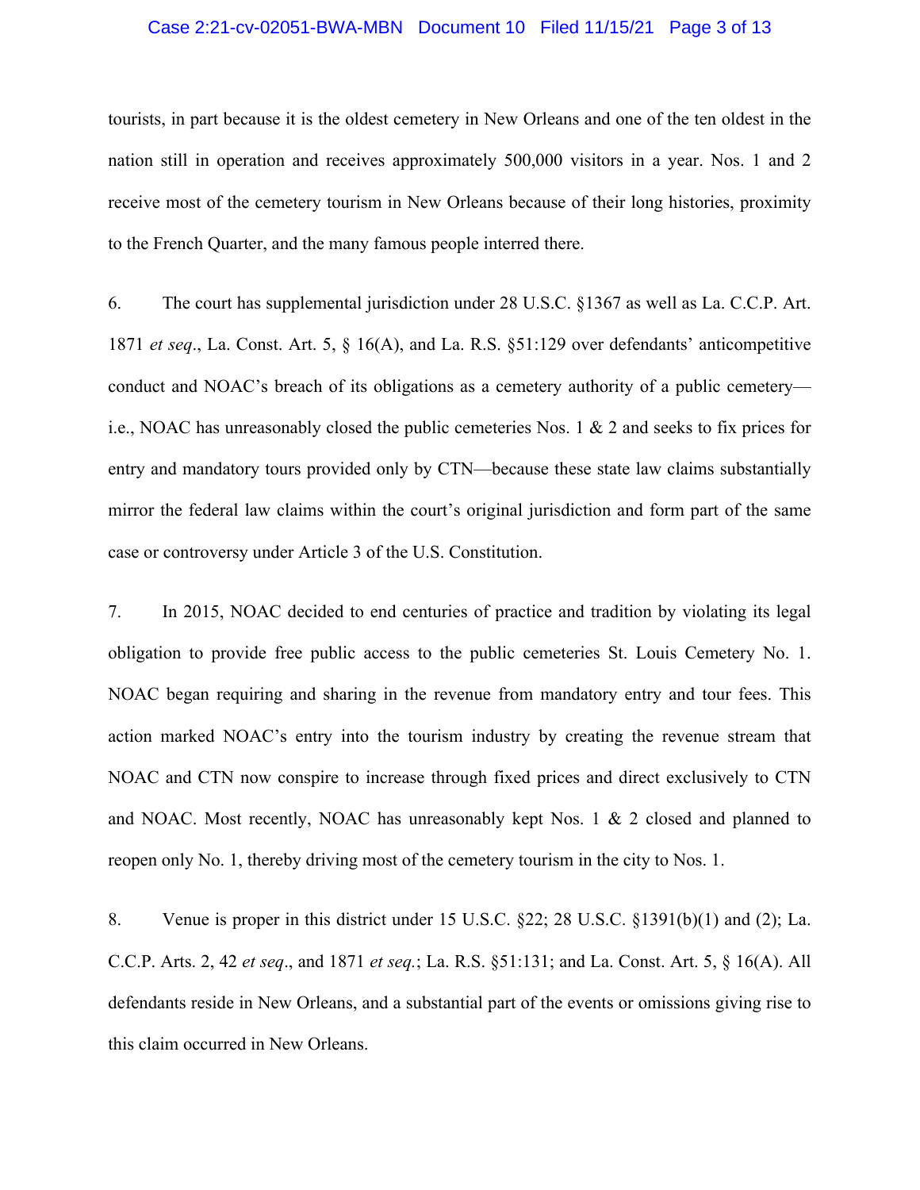tourists, in part because it is the oldest cemetery in New Orleans and one of the ten oldest in the nation still in operation and receives approximately 500,000 visitors in a year. Nos. 1 and 2 receive most of the cemetery tourism in New Orleans because of their long histories, proximity to the French Quarter, and the many famous people interred there.

6. The court has supplemental jurisdiction under 28 U.S.C. §1367 as well as La. C.C.P. Art. 1871 *et seq*., La. Const. Art. 5, § 16(A), and La. R.S. §51:129 over defendants' anticompetitive conduct and NOAC's breach of its obligations as a cemetery authority of a public cemetery—i.e., NOAC has unreasonably closed the public cemeteries Nos. 1 & 2 and seeks to fix prices for entry and mandatory tours provided only by CTN—because these state law claims substantially mirror the federal law claims within the court's original jurisdiction and form part of the same case or controversy under Article 3 of the U.S. Constitution.

7. In 2015, NOAC decided to end centuries of practice and tradition by violating its legal obligation to provide free public access to the public cemeteries St. Louis Cemetery No. 1. NOAC began requiring and sharing in the revenue from mandatory entry and tour fees. This action marked NOAC's entry into the tourism industry by creating the revenue stream that NOAC and CTN now conspire to increase through fixed prices and direct exclusively to CTN and NOAC. Most recently, NOAC has unreasonably kept Nos. 1 & 2 closed and planned to reopen only No. 1, thereby driving most of the cemetery tourism in the city to Nos. 1.

8. Venue is proper in this district under 15 U.S.C. §22; 28 U.S.C. §1391(b)(1) and (2); La. C.C.P. Arts. 2, 42 *et seq*., and 1871 *et seq.*; La. R.S. §51:131; and La. Const. Art. 5, § 16(A). All defendants reside in New Orleans, and a substantial part of the events or omissions giving rise to this claim occurred in New Orleans.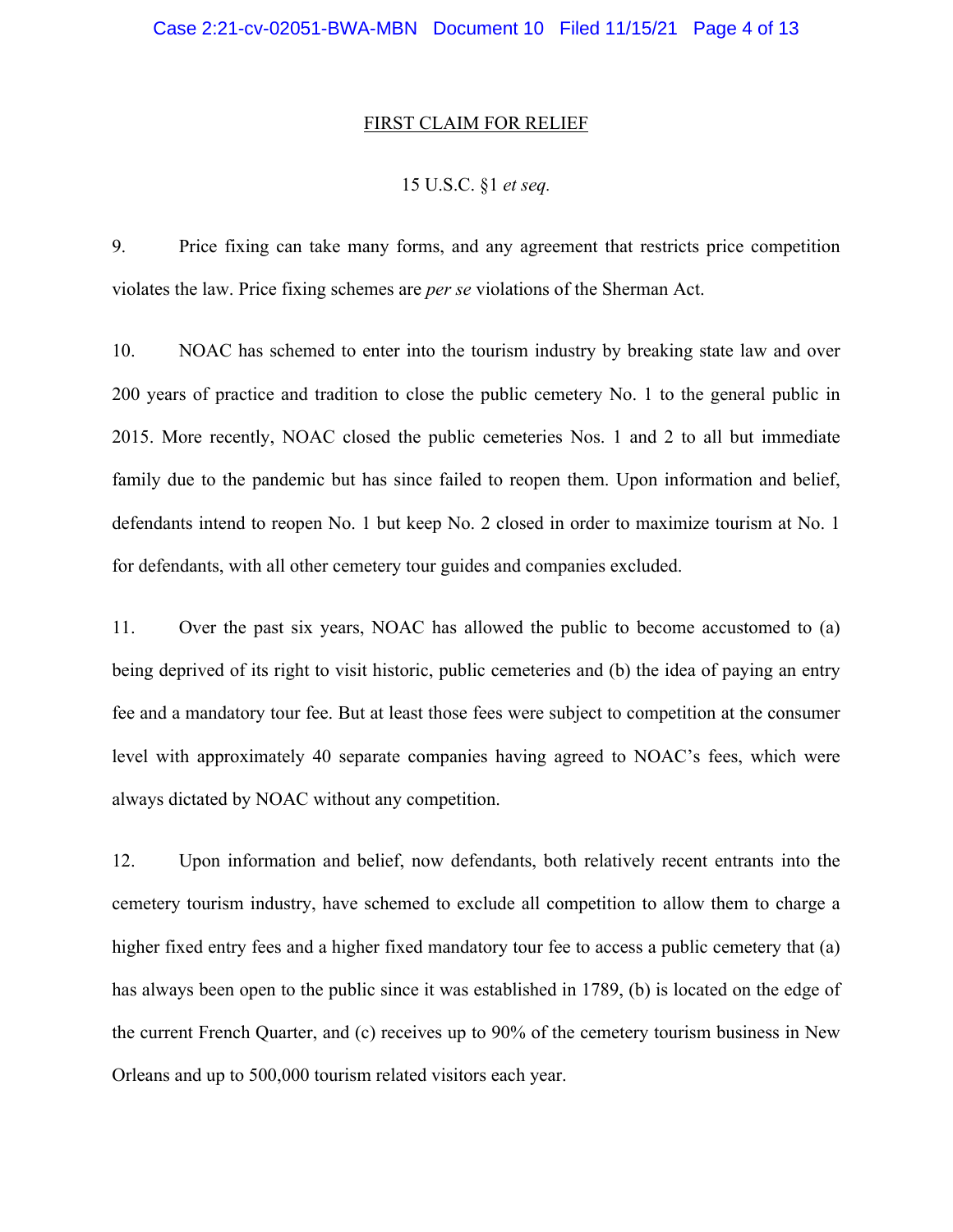## FIRST CLAIM FOR RELIEF

15 U.S.C. §1 *et seq.*

9. Price fixing can take many forms, and any agreement that restricts price competition violates the law. Price fixing schemes are *per se* violations of the Sherman Act.

10. NOAC has schemed to enter into the tourism industry by breaking state law and over 200 years of practice and tradition to close the public cemetery No. 1 to the general public in 2015. More recently, NOAC closed the public cemeteries Nos. 1 and 2 to all but immediate family due to the pandemic but has since failed to reopen them. Upon information and belief, defendants intend to reopen No. 1 but keep No. 2 closed in order to maximize tourism at No. 1 for defendants, with all other cemetery tour guides and companies excluded.

11. Over the past six years, NOAC has allowed the public to become accustomed to (a) being deprived of its right to visit historic, public cemeteries and (b) the idea of paying an entry fee and a mandatory tour fee. But at least those fees were subject to competition at the consumer level with approximately 40 separate companies having agreed to NOAC's fees, which were always dictated by NOAC without any competition.

12. Upon information and belief, now defendants, both relatively recent entrants into the cemetery tourism industry, have schemed to exclude all competition to allow them to charge a higher fixed entry fees and a higher fixed mandatory tour fee to access a public cemetery that (a) has always been open to the public since it was established in 1789, (b) is located on the edge of the current French Quarter, and (c) receives up to 90% of the cemetery tourism business in New Orleans and up to 500,000 tourism related visitors each year.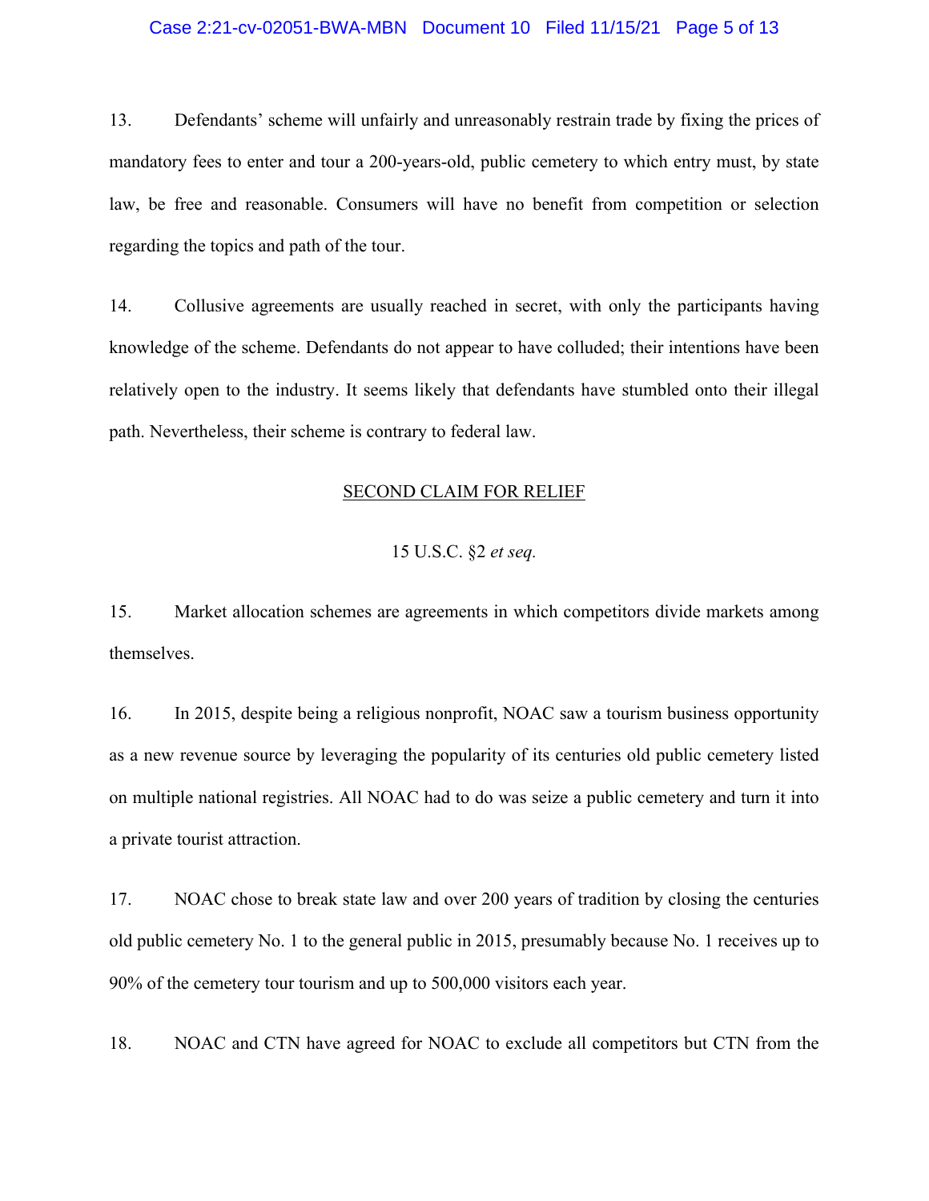13. Defendants' scheme will unfairly and unreasonably restrain trade by fixing the prices of mandatory fees to enter and tour a 200-years-old, public cemetery to which entry must, by state law, be free and reasonable. Consumers will have no benefit from competition or selection regarding the topics and path of the tour.

14. Collusive agreements are usually reached in secret, with only the participants having knowledge of the scheme. Defendants do not appear to have colluded; their intentions have been relatively open to the industry. It seems likely that defendants have stumbled onto their illegal path. Nevertheless, their scheme is contrary to federal law.

<u>SECOND CLAIM FOR RELIEF</u>

15 U.S.C. §2 *et seq.*

15. Market allocation schemes are agreements in which competitors divide markets among themselves.

16. In 2015, despite being a religious nonprofit, NOAC saw a tourism business opportunity as a new revenue source by leveraging the popularity of its centuries old public cemetery listed on multiple national registries. All NOAC had to do was seize a public cemetery and turn it into a private tourist attraction.

17. NOAC chose to break state law and over 200 years of tradition by closing the centuries old public cemetery No. 1 to the general public in 2015, presumably because No. 1 receives up to 90% of the cemetery tour tourism and up to 500,000 visitors each year.

18. NOAC and CTN have agreed for NOAC to exclude all competitors but CTN from the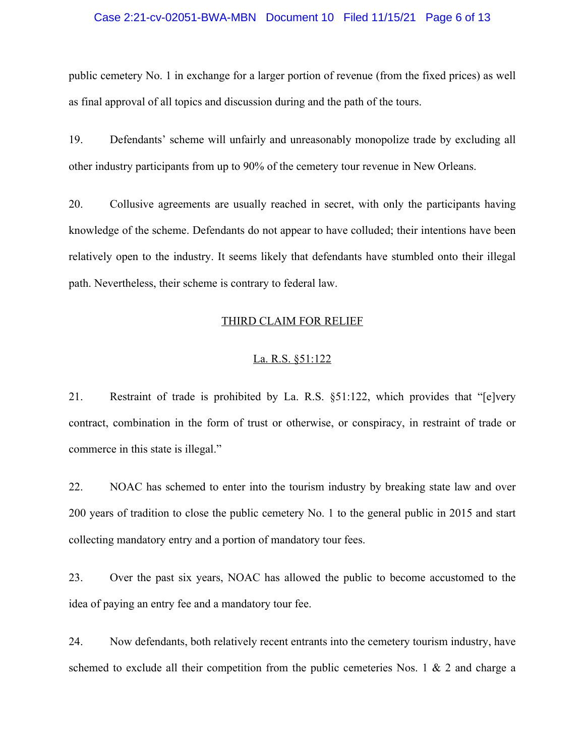public cemetery No. 1 in exchange for a larger portion of revenue (from the fixed prices) as well as final approval of all topics and discussion during and the path of the tours.

19. Defendants' scheme will unfairly and unreasonably monopolize trade by excluding all other industry participants from up to 90% of the cemetery tour revenue in New Orleans.

20. Collusive agreements are usually reached in secret, with only the participants having knowledge of the scheme. Defendants do not appear to have colluded; their intentions have been relatively open to the industry. It seems likely that defendants have stumbled onto their illegal path. Nevertheless, their scheme is contrary to federal law.

## THIRD CLAIM FOR RELIEF

### La. R.S. §51:122

21. Restraint of trade is prohibited by La. R.S. §51:122, which provides that "[e]very contract, combination in the form of trust or otherwise, or conspiracy, in restraint of trade or commerce in this state is illegal."

22. NOAC has schemed to enter into the tourism industry by breaking state law and over 200 years of tradition to close the public cemetery No. 1 to the general public in 2015 and start collecting mandatory entry and a portion of mandatory tour fees.

23. Over the past six years, NOAC has allowed the public to become accustomed to the idea of paying an entry fee and a mandatory tour fee.

24. Now defendants, both relatively recent entrants into the cemetery tourism industry, have schemed to exclude all their competition from the public cemeteries Nos. 1 & 2 and charge a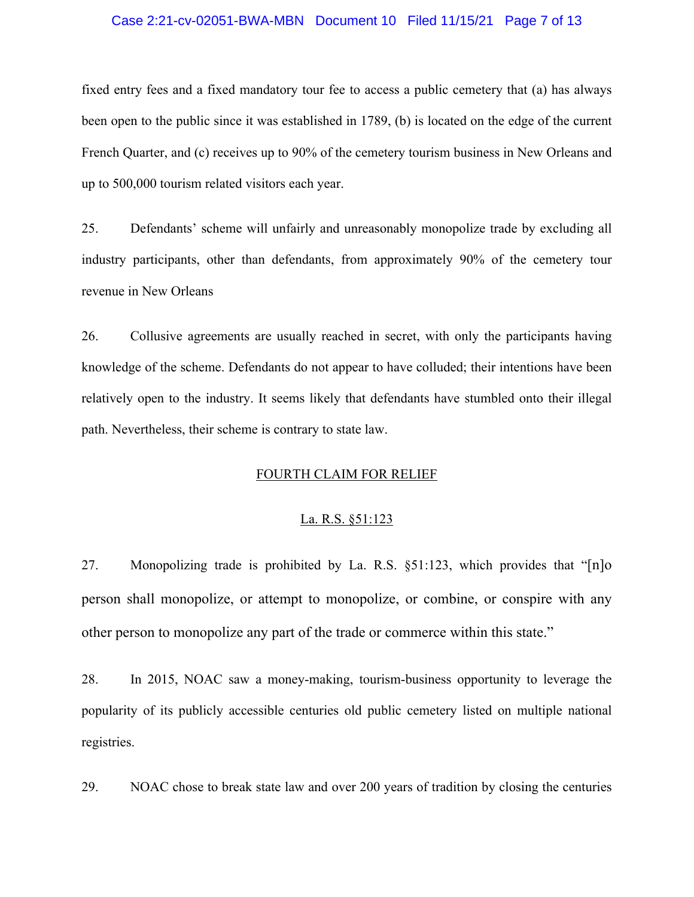fixed entry fees and a fixed mandatory tour fee to access a public cemetery that (a) has always been open to the public since it was established in 1789, (b) is located on the edge of the current French Quarter, and (c) receives up to 90% of the cemetery tourism business in New Orleans and up to 500,000 tourism related visitors each year.

25. Defendants' scheme will unfairly and unreasonably monopolize trade by excluding all industry participants, other than defendants, from approximately 90% of the cemetery tour revenue in New Orleans

26. Collusive agreements are usually reached in secret, with only the participants having knowledge of the scheme. Defendants do not appear to have colluded; their intentions have been relatively open to the industry. It seems likely that defendants have stumbled onto their illegal path. Nevertheless, their scheme is contrary to state law.

## FOURTH CLAIM FOR RELIEF

### La. R.S. §51:123

27. Monopolizing trade is prohibited by La. R.S. §51:123, which provides that "[n]o person shall monopolize, or attempt to monopolize, or combine, or conspire with any other person to monopolize any part of the trade or commerce within this state."

28. In 2015, NOAC saw a money-making, tourism-business opportunity to leverage the popularity of its publicly accessible centuries old public cemetery listed on multiple national registries.

29. NOAC chose to break state law and over 200 years of tradition by closing the centuries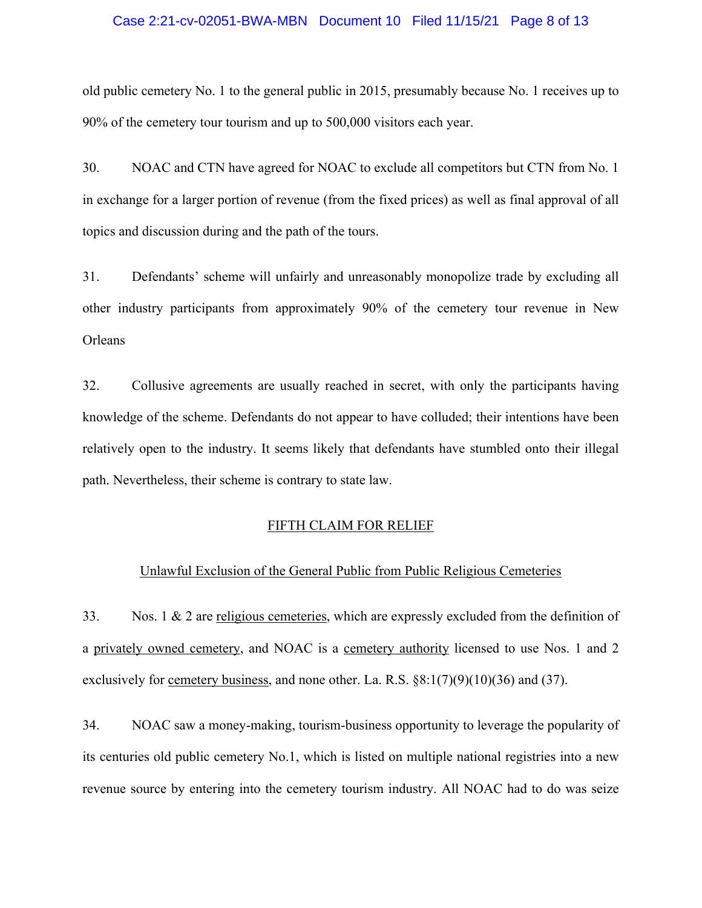old public cemetery No. 1 to the general public in 2015, presumably because No. 1 receives up to 90% of the cemetery tour tourism and up to 500,000 visitors each year.

30. NOAC and CTN have agreed for NOAC to exclude all competitors but CTN from No. 1 in exchange for a larger portion of revenue (from the fixed prices) as well as final approval of all topics and discussion during and the path of the tours.

31. Defendants' scheme will unfairly and unreasonably monopolize trade by excluding all other industry participants from approximately 90% of the cemetery tour revenue in New Orleans

32. Collusive agreements are usually reached in secret, with only the participants having knowledge of the scheme. Defendants do not appear to have colluded; their intentions have been relatively open to the industry. It seems likely that defendants have stumbled onto their illegal path. Nevertheless, their scheme is contrary to state law.

## FIFTH CLAIM FOR RELIEF

### Unlawful Exclusion of the General Public from Public Religious Cemeteries

33. Nos. 1 & 2 are religious cemeteries, which are expressly excluded from the definition of a privately owned cemetery, and NOAC is a cemetery authority licensed to use Nos. 1 and 2 exclusively for cemetery business, and none other. La. R.S. §8:1(7)(9)(10)(36) and (37).

34. NOAC saw a money-making, tourism-business opportunity to leverage the popularity of its centuries old public cemetery No.1, which is listed on multiple national registries into a new revenue source by entering into the cemetery tourism industry. All NOAC had to do was seize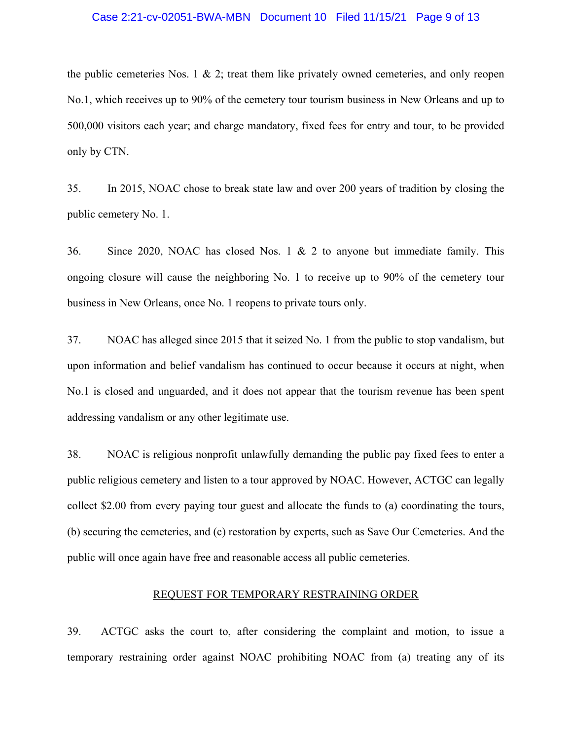the public cemeteries Nos. 1 & 2; treat them like privately owned cemeteries, and only reopen No.1, which receives up to 90% of the cemetery tour tourism business in New Orleans and up to 500,000 visitors each year; and charge mandatory, fixed fees for entry and tour, to be provided only by CTN.

35. In 2015, NOAC chose to break state law and over 200 years of tradition by closing the public cemetery No. 1.

36. Since 2020, NOAC has closed Nos. 1 & 2 to anyone but immediate family. This ongoing closure will cause the neighboring No. 1 to receive up to 90% of the cemetery tour business in New Orleans, once No. 1 reopens to private tours only.

37. NOAC has alleged since 2015 that it seized No. 1 from the public to stop vandalism, but upon information and belief vandalism has continued to occur because it occurs at night, when No.1 is closed and unguarded, and it does not appear that the tourism revenue has been spent addressing vandalism or any other legitimate use.

38. NOAC is religious nonprofit unlawfully demanding the public pay fixed fees to enter a public religious cemetery and listen to a tour approved by NOAC. However, ACTGC can legally collect $2.00 from every paying tour guest and allocate the funds to (a) coordinating the tours, (b) securing the cemeteries, and (c) restoration by experts, such as Save Our Cemeteries. And the public will once again have free and reasonable access all public cemeteries.

## REQUEST FOR TEMPORARY RESTRAINING ORDER

39. ACTGC asks the court to, after considering the complaint and motion, to issue a temporary restraining order against NOAC prohibiting NOAC from (a) treating any of its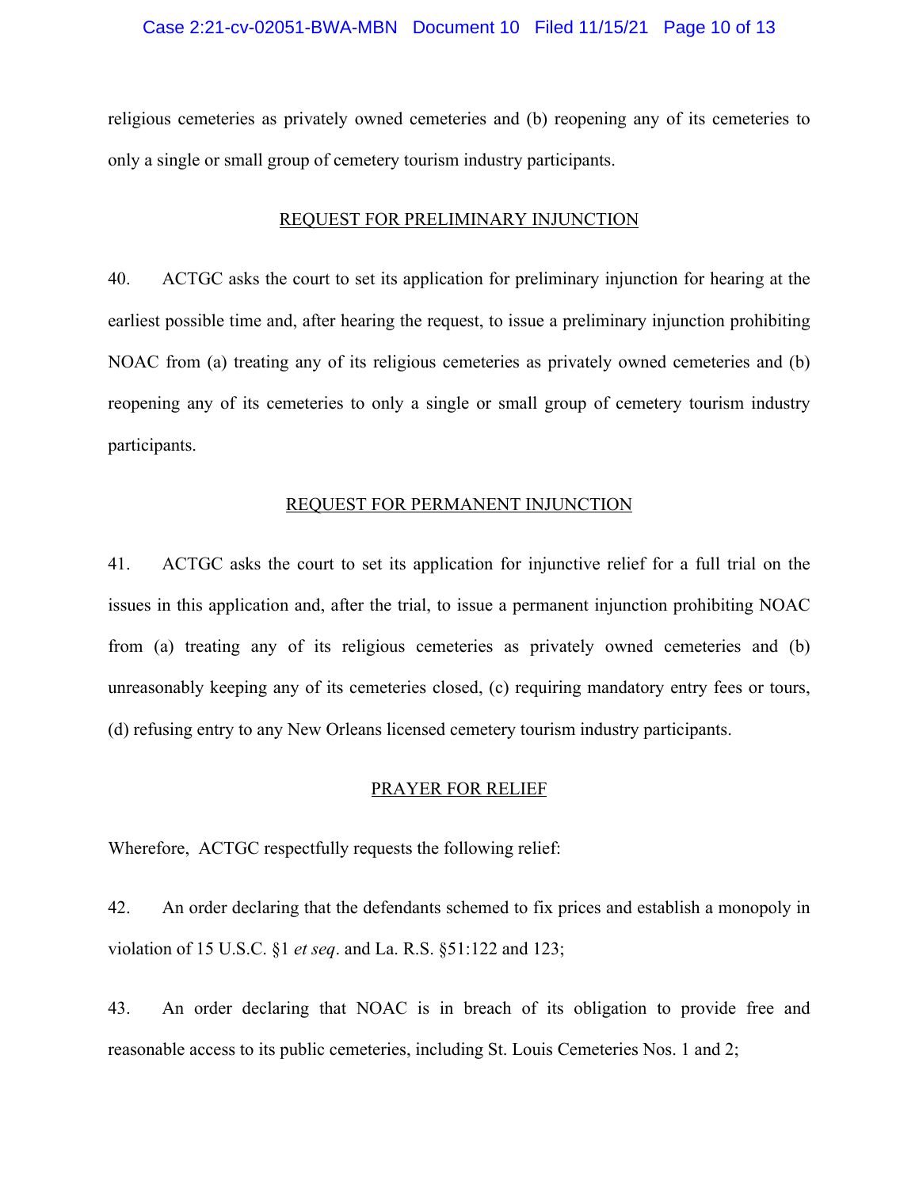religious cemeteries as privately owned cemeteries and (b) reopening any of its cemeteries to only a single or small group of cemetery tourism industry participants.

## REQUEST FOR PRELIMINARY INJUNCTION

40. ACTGC asks the court to set its application for preliminary injunction for hearing at the earliest possible time and, after hearing the request, to issue a preliminary injunction prohibiting NOAC from (a) treating any of its religious cemeteries as privately owned cemeteries and (b) reopening any of its cemeteries to only a single or small group of cemetery tourism industry participants.

## REQUEST FOR PERMANENT INJUNCTION

41. ACTGC asks the court to set its application for injunctive relief for a full trial on the issues in this application and, after the trial, to issue a permanent injunction prohibiting NOAC from (a) treating any of its religious cemeteries as privately owned cemeteries and (b) unreasonably keeping any of its cemeteries closed, (c) requiring mandatory entry fees or tours, (d) refusing entry to any New Orleans licensed cemetery tourism industry participants.

## PRAYER FOR RELIEF

Wherefore, ACTGC respectfully requests the following relief:

42. An order declaring that the defendants schemed to fix prices and establish a monopoly in violation of 15 U.S.C. §1 *et seq*. and La. R.S. §51:122 and 123;

43. An order declaring that NOAC is in breach of its obligation to provide free and reasonable access to its public cemeteries, including St. Louis Cemeteries Nos. 1 and 2;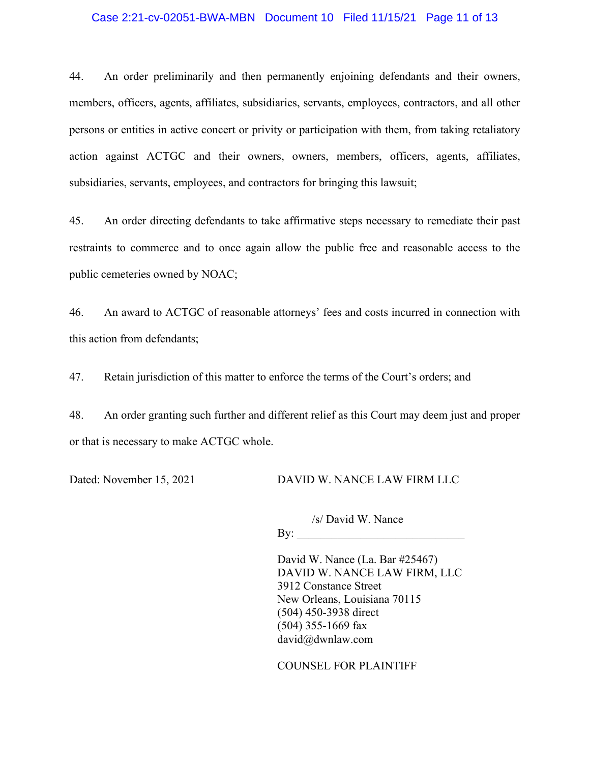44. An order preliminarily and then permanently enjoining defendants and their owners, members, officers, agents, affiliates, subsidiaries, servants, employees, contractors, and all other persons or entities in active concert or privity or participation with them, from taking retaliatory action against ACTGC and their owners, owners, members, officers, agents, affiliates, subsidiaries, servants, employees, and contractors for bringing this lawsuit;

45. An order directing defendants to take affirmative steps necessary to remediate their past restraints to commerce and to once again allow the public free and reasonable access to the public cemeteries owned by NOAC;

46. An award to ACTGC of reasonable attorneys' fees and costs incurred in connection with this action from defendants;

47. Retain jurisdiction of this matter to enforce the terms of the Court's orders; and

48. An order granting such further and different relief as this Court may deem just and proper or that is necessary to make ACTGC whole.

Dated: November 15, 2021

DAVID W. NANCE LAW FIRM LLC

By: /s/ David W. Nance

David W. Nance (La. Bar #25467)
DAVID W. NANCE LAW FIRM, LLC
3912 Constance Street
New Orleans, Louisiana 70115
(504) 450-3938 direct
(504) 355-1669 fax
david@dwnlaw.com

COUNSEL FOR PLAINTIFF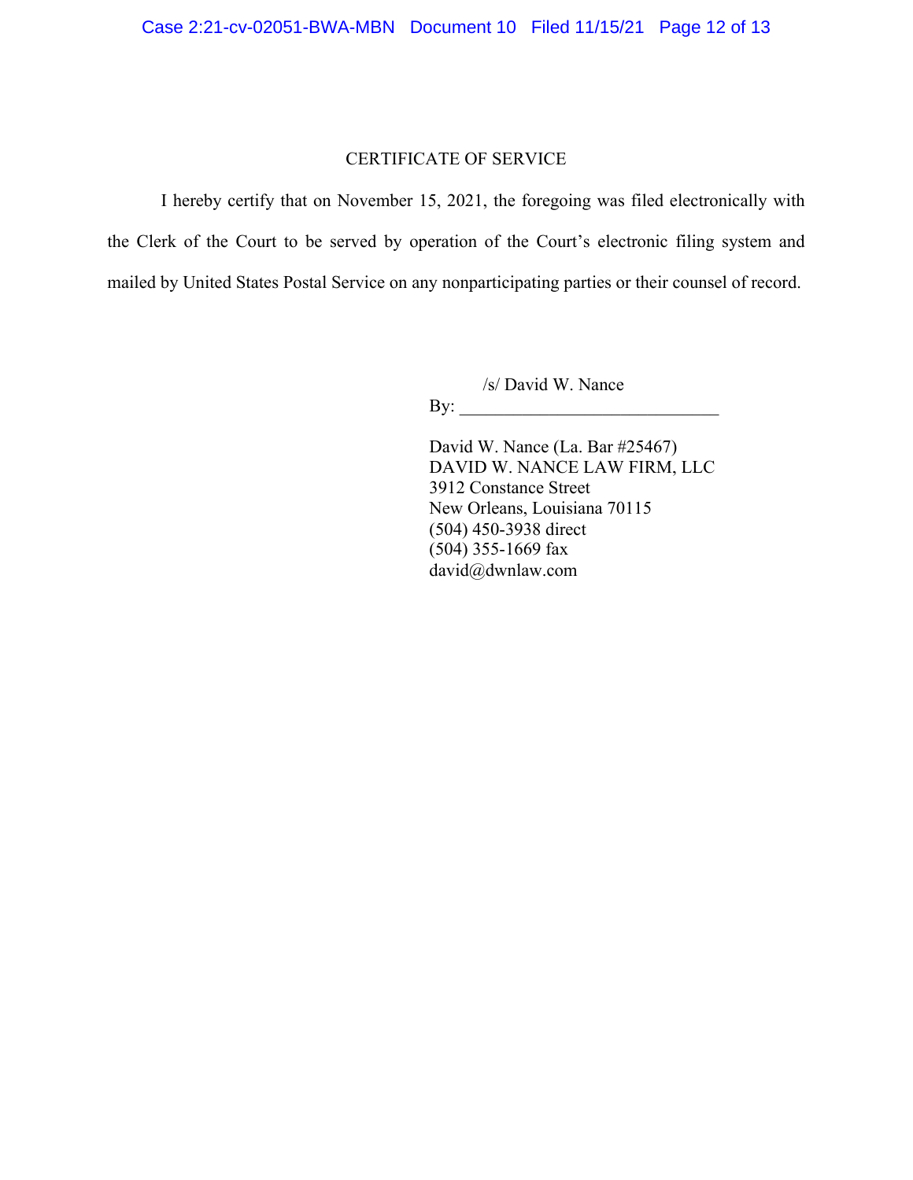## CERTIFICATE OF SERVICE

I hereby certify that on November 15, 2021, the foregoing was filed electronically with the Clerk of the Court to be served by operation of the Court's electronic filing system and mailed by United States Postal Service on any nonparticipating parties or their counsel of record.

/s/ David W. Nance
By: ______________________________

David W. Nance (La. Bar #25467)
DAVID W. NANCE LAW FIRM, LLC
3912 Constance Street
New Orleans, Louisiana 70115
(504) 450-3938 direct
(504) 355-1669 fax
david@dwnlaw.com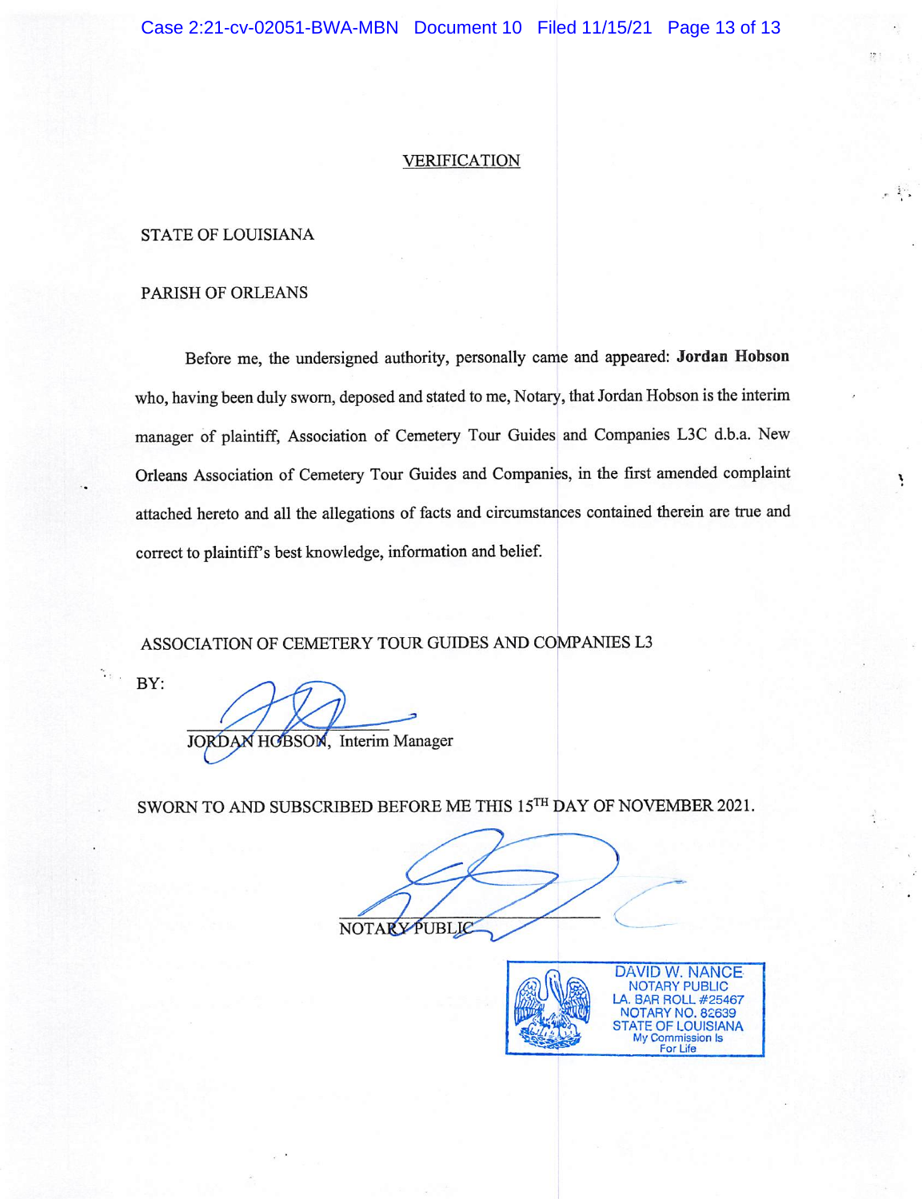## VERIFICATION

STATE OF LOUISIANA

PARISH OF ORLEANS

Before me, the undersigned authority, personally came and appeared: **Jordan Hobson** who, having been duly sworn, deposed and stated to me, Notary, that Jordan Hobson is the interim manager of plaintiff, Association of Cemetery Tour Guides and Companies L3C d.b.a. New Orleans Association of Cemetery Tour Guides and Companies, in the first amended complaint attached hereto and all the allegations of facts and circumstances contained therein are true and correct to plaintiff's best knowledge, information and belief.

ASSOCIATION OF CEMETERY TOUR GUIDES AND COMPANIES L3

BY:

JORDAN HOBSON, Interim Manager

SWORN TO AND SUBSCRIBED BEFORE ME THIS 15TH DAY OF NOVEMBER 2021.

NOTARY PUBLIC

DAVID W. NANCE
NOTARY PUBLIC
LA. BAR ROLL #25467
NOTARY NO. 82639
STATE OF LOUISIANA
My Commission Is
For Life